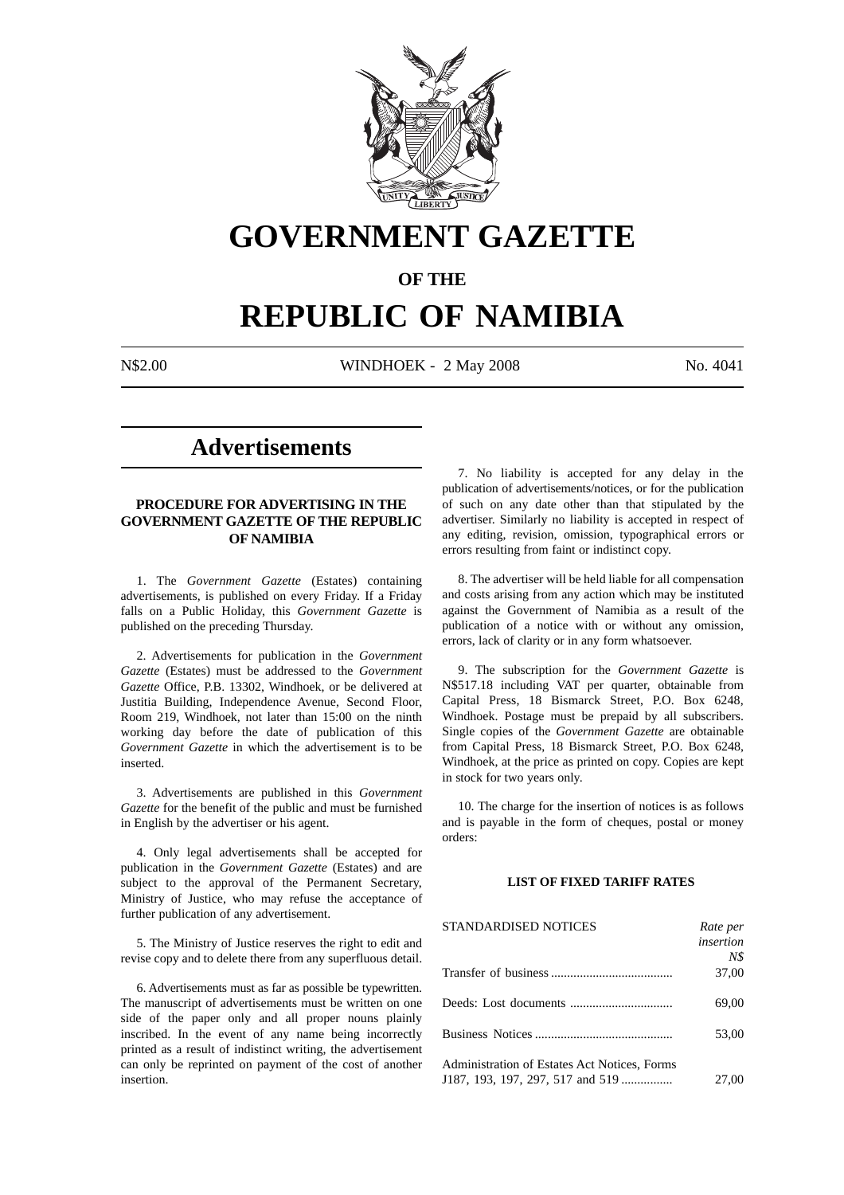# GOVERNMENT GAZETTE

## OF THE

# REPUBLIC OF NAMIBIA

N$2.00 WINDHOEK - 2 May 2008 No. 4041

## Advertisements

### PROCEDURE FOR ADVERTISING IN THE GOVERNMENT GAZETTE OF THE REPUBLIC OF NAMIBIA

1. The *Government Gazette* (Estates) containing advertisements, is published on every Friday. If a Friday falls on a Public Holiday, this *Government Gazette* is published on the preceding Thursday.

2. Advertisements for publication in the *Government Gazette* (Estates) must be addressed to the *Government Gazette* Office, P.B. 13302, Windhoek, or be delivered at Justitia Building, Independence Avenue, Second Floor, Room 219, Windhoek, not later than 15:00 on the ninth working day before the date of publication of this *Government Gazette* in which the advertisement is to be inserted.

3. Advertisements are published in this *Government Gazette* for the benefit of the public and must be furnished in English by the advertiser or his agent.

4. Only legal advertisements shall be accepted for publication in the *Government Gazette* (Estates) and are subject to the approval of the Permanent Secretary, Ministry of Justice, who may refuse the acceptance of further publication of any advertisement.

5. The Ministry of Justice reserves the right to edit and revise copy and to delete there from any superfluous detail.

6. Advertisements must as far as possible be typewritten. The manuscript of advertisements must be written on one side of the paper only and all proper nouns plainly inscribed. In the event of any name being incorrectly printed as a result of indistinct writing, the advertisement can only be reprinted on payment of the cost of another insertion.

7. No liability is accepted for any delay in the publication of advertisements/notices, or for the publication of such on any date other than that stipulated by the advertiser. Similarly no liability is accepted in respect of any editing, revision, omission, typographical errors or errors resulting from faint or indistinct copy.

8. The advertiser will be held liable for all compensation and costs arising from any action which may be instituted against the Government of Namibia as a result of the publication of a notice with or without any omission, errors, lack of clarity or in any form whatsoever.

9. The subscription for the *Government Gazette* is N$517.18 including VAT per quarter, obtainable from Capital Press, 18 Bismarck Street, P.O. Box 6248, Windhoek. Postage must be prepaid by all subscribers. Single copies of the *Government Gazette* are obtainable from Capital Press, 18 Bismarck Street, P.O. Box 6248, Windhoek, at the price as printed on copy. Copies are kept in stock for two years only.

10. The charge for the insertion of notices is as follows and is payable in the form of cheques, postal or money orders:

#### LIST OF FIXED TARIFF RATES

| STANDARDISED NOTICES | *Rate per insertion N$* |
|---|---|
| Transfer of business | 37,00 |
| Deeds: Lost documents | 69,00 |
| Business Notices | 53,00 |
| Administration of Estates Act Notices, Forms J187, 193, 197, 297, 517 and 519 | 27,00 |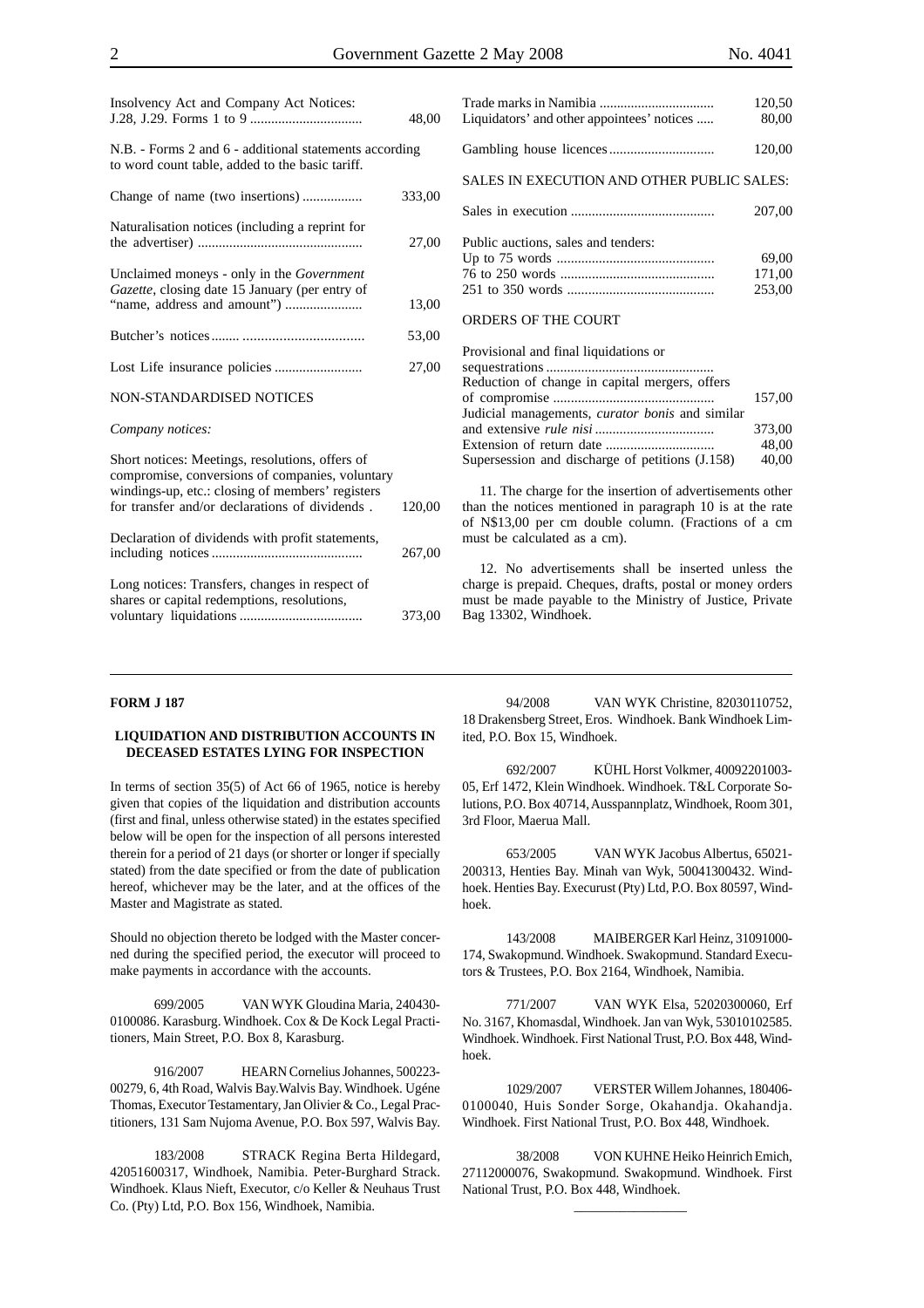| | |
|---|---|
| Insolvency Act and Company Act Notices: J.28, J.29. Forms 1 to 9 | 48,00 |

N.B. - Forms 2 and 6 - additional statements according to word count table, added to the basic tariff.

| | |
|---|---|
| Change of name (two insertions) | 333,00 |
| Naturalisation notices (including a reprint for the advertiser) | 27,00 |
| Unclaimed moneys - only in the *Government Gazette*, closing date 15 January (per entry of "name, address and amount") | 13,00 |
| Butcher's notices | 53,00 |
| Lost Life insurance policies | 27,00 |

NON-STANDARDISED NOTICES

*Company notices:*

| | |
|---|---|
| Short notices: Meetings, resolutions, offers of compromise, conversions of companies, voluntary windings-up, etc.: closing of members' registers for transfer and/or declarations of dividends | 120,00 |
| Declaration of dividends with profit statements, including notices | 267,00 |
| Long notices: Transfers, changes in respect of shares or capital redemptions, resolutions, voluntary liquidations | 373,00 |
| Trade marks in Namibia | 120,50 |
| Liquidators' and other appointees' notices | 80,00 |
| Gambling house licences | 120,00 |

SALES IN EXECUTION AND OTHER PUBLIC SALES:

| | |
|---|---|
| Sales in execution | 207,00 |
| Public auctions, sales and tenders: | |
| Up to 75 words | 69,00 |
| 76 to 250 words | 171,00 |
| 251 to 350 words | 253,00 |

ORDERS OF THE COURT

| | |
|---|---|
| Provisional and final liquidations or sequestrations | |
| Reduction of change in capital mergers, offers of compromise | 157,00 |
| Judicial managements, *curator bonis* and similar and extensive *rule nisi* | 373,00 |
| Extension of return date | 48,00 |
| Supersession and discharge of petitions (J.158) | 40,00 |

11. The charge for the insertion of advertisements other than the notices mentioned in paragraph 10 is at the rate of N$13,00 per cm double column. (Fractions of a cm must be calculated as a cm).

12. No advertisements shall be inserted unless the charge is prepaid. Cheques, drafts, postal or money orders must be made payable to the Ministry of Justice, Private Bag 13302, Windhoek.

---

**FORM J 187**

**LIQUIDATION AND DISTRIBUTION ACCOUNTS IN DECEASED ESTATES LYING FOR INSPECTION**

In terms of section 35(5) of Act 66 of 1965, notice is hereby given that copies of the liquidation and distribution accounts (first and final, unless otherwise stated) in the estates specified below will be open for the inspection of all persons interested therein for a period of 21 days (or shorter or longer if specially stated) from the date specified or from the date of publication hereof, whichever may be the later, and at the offices of the Master and Magistrate as stated.

Should no objection thereto be lodged with the Master concerned during the specified period, the executor will proceed to make payments in accordance with the accounts.

699/2005 VAN WYK Gloudina Maria, 240430-0100086. Karasburg. Windhoek. Cox & De Kock Legal Practitioners, Main Street, P.O. Box 8, Karasburg.

916/2007 HEARN Cornelius Johannes, 500223-00279, 6, 4th Road, Walvis Bay.Walvis Bay. Windhoek. Ugéne Thomas, Executor Testamentary, Jan Olivier & Co., Legal Practitioners, 131 Sam Nujoma Avenue, P.O. Box 597, Walvis Bay.

183/2008 STRACK Regina Berta Hildegard, 42051600317, Windhoek, Namibia. Peter-Burghard Strack. Windhoek. Klaus Nieft, Executor, c/o Keller & Neuhaus Trust Co. (Pty) Ltd, P.O. Box 156, Windhoek, Namibia.

94/2008 VAN WYK Christine, 82030110752, 18 Drakensberg Street, Eros. Windhoek. Bank Windhoek Limited, P.O. Box 15, Windhoek.

692/2007 KÜHL Horst Volkmer, 40092201003-05, Erf 1472, Klein Windhoek. Windhoek. T&L Corporate Solutions, P.O. Box 40714, Ausspannplatz, Windhoek, Room 301, 3rd Floor, Maerua Mall.

653/2005 VAN WYK Jacobus Albertus, 65021-200313, Henties Bay. Minah van Wyk, 50041300432. Windhoek. Henties Bay. Execurust (Pty) Ltd, P.O. Box 80597, Windhoek.

143/2008 MAIBERGER Karl Heinz, 31091000-174, Swakopmund. Windhoek. Swakopmund. Standard Executors & Trustees, P.O. Box 2164, Windhoek, Namibia.

771/2007 VAN WYK Elsa, 52020300060, Erf No. 3167, Khomasdal, Windhoek. Jan van Wyk, 53010102585. Windhoek. Windhoek. First National Trust, P.O. Box 448, Windhoek.

1029/2007 VERSTER Willem Johannes, 180406-0100040, Huis Sonder Sorge, Okahandja. Okahandja. Windhoek. First National Trust, P.O. Box 448, Windhoek.

38/2008 VON KUHNE Heiko Heinrich Emich, 27112000076, Swakopmund. Swakopmund. Windhoek. First National Trust, P.O. Box 448, Windhoek.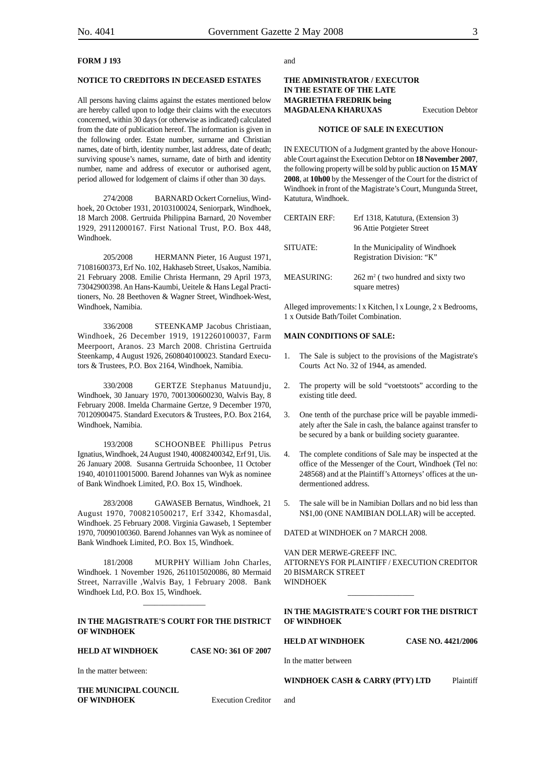**FORM J 193**

**NOTICE TO CREDITORS IN DECEASED ESTATES**

All persons having claims against the estates mentioned below are hereby called upon to lodge their claims with the executors concerned, within 30 days (or otherwise as indicated) calculated from the date of publication hereof. The information is given in the following order. Estate number, surname and Christian names, date of birth, identity number, last address, date of death; surviving spouse's names, surname, date of birth and identity number, name and address of executor or authorised agent, period allowed for lodgement of claims if other than 30 days.

274/2008 BARNARD Ockert Cornelius, Windhoek, 20 October 1931, 20103100024, Seniorpark, Windhoek, 18 March 2008. Gertruida Philippina Barnard, 20 November 1929, 29112000167. First National Trust, P.O. Box 448, Windhoek.

205/2008 HERMANN Pieter, 16 August 1971, 71081600373, Erf No. 102, Hakhaseb Street, Usakos, Namibia. 21 February 2008. Emilie Christa Hermann, 29 April 1973, 73042900398. An Hans-Kaumbi, Ueitele & Hans Legal Practitioners, No. 28 Beethoven & Wagner Street, Windhoek-West, Windhoek, Namibia.

336/2008 STEENKAMP Jacobus Christiaan, Windhoek, 26 December 1919, 1912260100037, Farm Meerpoort, Aranos. 23 March 2008. Christina Gertruida Steenkamp, 4 August 1926, 2608040100023. Standard Executors & Trustees, P.O. Box 2164, Windhoek, Namibia.

330/2008 GERTZE Stephanus Matuundju, Windhoek, 30 January 1970, 7001300600230, Walvis Bay, 8 February 2008. Imelda Charmaine Gertze, 9 December 1970, 70120900475. Standard Executors & Trustees, P.O. Box 2164, Windhoek, Namibia.

193/2008 SCHOONBEE Phillipus Petrus Ignatius, Windhoek, 24 August 1940, 40082400342, Erf 91, Uis. 26 January 2008. Susanna Gertruida Schoonbee, 11 October 1940, 4010110015000. Barend Johannes van Wyk as nominee of Bank Windhoek Limited, P.O. Box 15, Windhoek.

283/2008 GAWASEB Bernatus, Windhoek, 21 August 1970, 7008210500217, Erf 3342, Khomasdal, Windhoek. 25 February 2008. Virginia Gawaseb, 1 September 1970, 70090100360. Barend Johannes van Wyk as nominee of Bank Windhoek Limited, P.O. Box 15, Windhoek.

181/2008 MURPHY William John Charles, Windhoek. 1 November 1926, 2611015020086, 80 Mermaid Street, Narraville ,Walvis Bay, 1 February 2008. Bank Windhoek Ltd, P.O. Box 15, Windhoek.

---

**IN THE MAGISTRATE'S COURT FOR THE DISTRICT OF WINDHOEK**

**HELD AT WINDHOEK** **CASE NO: 361 OF 2007**

In the matter between:

**THE MUNICIPAL COUNCIL OF WINDHOEK** Execution Creditor

and

**THE ADMINISTRATOR / EXECUTOR IN THE ESTATE OF THE LATE MAGRIETHA FREDRIK being MAGDALENA KHARUXAS** Execution Debtor

**NOTICE OF SALE IN EXECUTION**

IN EXECUTION of a Judgment granted by the above Honourable Court against the Execution Debtor on **18 November 2007**, the following property will be sold by public auction on **15 MAY 2008**, at **10h00** by the Messenger of the Court for the district of Windhoek in front of the Magistrate's Court, Mungunda Street, Katutura, Windhoek.

| | |
|---|---|
| CERTAIN ERF: | Erf 1318, Katutura, (Extension 3) 96 Attie Potgieter Street |
| SITUATE: | In the Municipality of Windhoek Registration Division: "K" |
| MEASURING: | 262 m² ( two hundred and sixty two square metres) |

Alleged improvements: l x Kitchen, l x Lounge, 2 x Bedrooms, 1 x Outside Bath/Toilet Combination.

**MAIN CONDITIONS OF SALE:**

1. The Sale is subject to the provisions of the Magistrate's Courts Act No. 32 of 1944, as amended.
2. The property will be sold "voetstoots" according to the existing title deed.
3. One tenth of the purchase price will be payable immediately after the Sale in cash, the balance against transfer to be secured by a bank or building society guarantee.
4. The complete conditions of Sale may be inspected at the office of the Messenger of the Court, Windhoek (Tel no: 248568) and at the Plaintiff's Attorneys' offices at the undermentioned address.
5. The sale will be in Namibian Dollars and no bid less than N$1,00 (ONE NAMIBIAN DOLLAR) will be accepted.

DATED at WINDHOEK on 7 MARCH 2008.

VAN DER MERWE-GREEFF INC.
ATTORNEYS FOR PLAINTIFF / EXECUTION CREDITOR
20 BISMARCK STREET
WINDHOEK

---

**IN THE MAGISTRATE'S COURT FOR THE DISTRICT OF WINDHOEK**

**HELD AT WINDHOEK** **CASE NO. 4421/2006**

In the matter between

**WINDHOEK CASH & CARRY (PTY) LTD** Plaintiff

and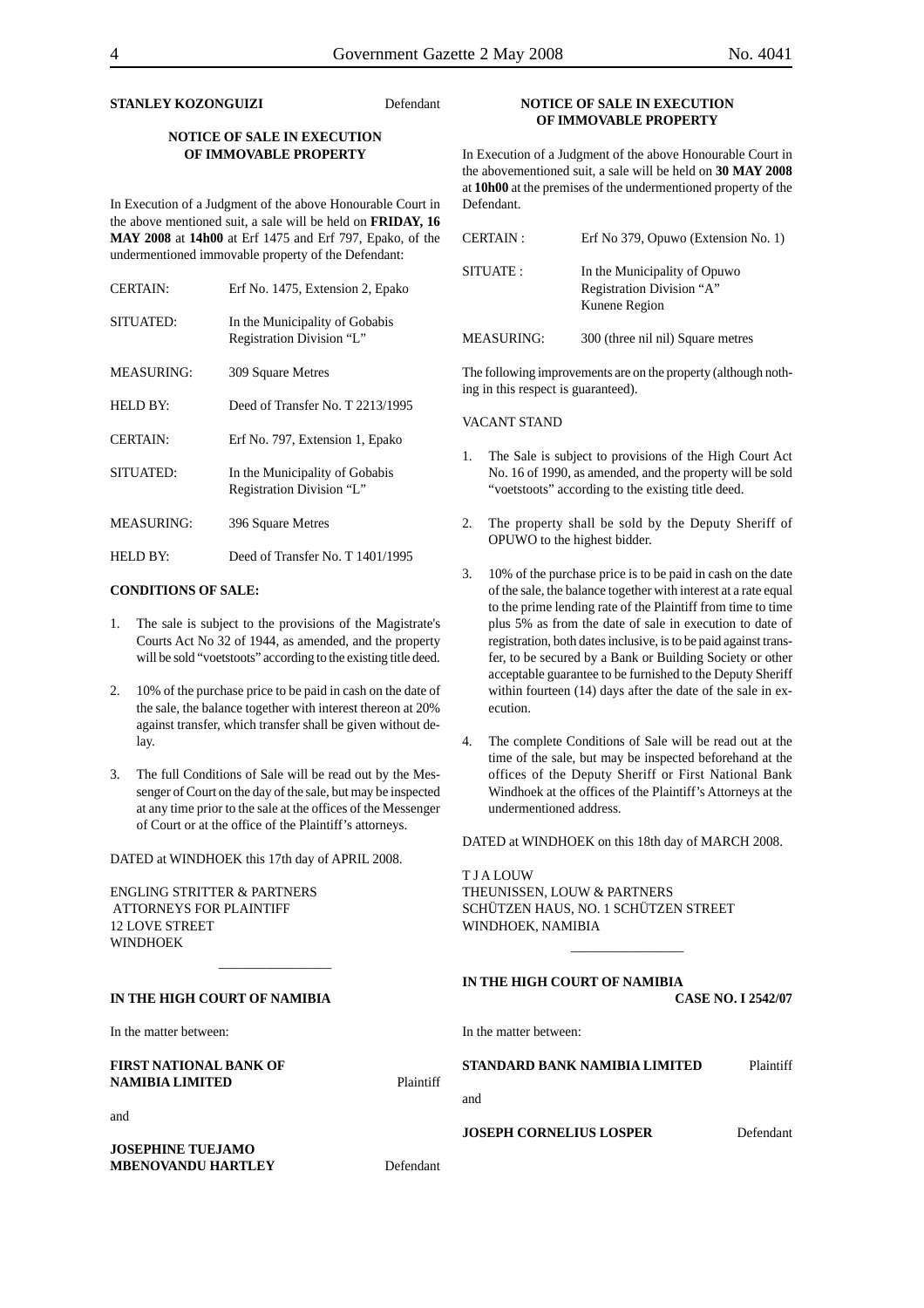**STANLEY KOZONGUIZI** Defendant

**NOTICE OF SALE IN EXECUTION OF IMMOVABLE PROPERTY**

In Execution of a Judgment of the above Honourable Court in the above mentioned suit, a sale will be held on **FRIDAY, 16 MAY 2008** at **14h00** at Erf 1475 and Erf 797, Epako, of the undermentioned immovable property of the Defendant:

| | |
|---|---|
| CERTAIN: | Erf No. 1475, Extension 2, Epako |
| SITUATED: | In the Municipality of Gobabis Registration Division "L" |
| MEASURING: | 309 Square Metres |
| HELD BY: | Deed of Transfer No. T 2213/1995 |
| CERTAIN: | Erf No. 797, Extension 1, Epako |
| SITUATED: | In the Municipality of Gobabis Registration Division "L" |
| MEASURING: | 396 Square Metres |
| HELD BY: | Deed of Transfer No. T 1401/1995 |

**CONDITIONS OF SALE:**

1. The sale is subject to the provisions of the Magistrate's Courts Act No 32 of 1944, as amended, and the property will be sold "voetstoots" according to the existing title deed.

2. 10% of the purchase price to be paid in cash on the date of the sale, the balance together with interest thereon at 20% against transfer, which transfer shall be given without delay.

3. The full Conditions of Sale will be read out by the Messenger of Court on the day of the sale, but may be inspected at any time prior to the sale at the offices of the Messenger of Court or at the office of the Plaintiff's attorneys.

DATED at WINDHOEK this 17th day of APRIL 2008.

ENGLING STRITTER & PARTNERS
ATTORNEYS FOR PLAINTIFF
12 LOVE STREET
WINDHOEK

---

**IN THE HIGH COURT OF NAMIBIA**

In the matter between:

**FIRST NATIONAL BANK OF NAMIBIA LIMITED** Plaintiff

and

**JOSEPHINE TUEJAMO MBENOVANDU HARTLEY** Defendant

**NOTICE OF SALE IN EXECUTION OF IMMOVABLE PROPERTY**

In Execution of a Judgment of the above Honourable Court in the abovementioned suit, a sale will be held on **30 MAY 2008** at **10h00** at the premises of the undermentioned property of the Defendant.

| | |
|---|---|
| CERTAIN : | Erf No 379, Opuwo (Extension No. 1) |
| SITUATE : | In the Municipality of Opuwo Registration Division "A" Kunene Region |
| MEASURING: | 300 (three nil nil) Square metres |

The following improvements are on the property (although nothing in this respect is guaranteed).

VACANT STAND

1. The Sale is subject to provisions of the High Court Act No. 16 of 1990, as amended, and the property will be sold "voetstoots" according to the existing title deed.

2. The property shall be sold by the Deputy Sheriff of OPUWO to the highest bidder.

3. 10% of the purchase price is to be paid in cash on the date of the sale, the balance together with interest at a rate equal to the prime lending rate of the Plaintiff from time to time plus 5% as from the date of sale in execution to date of registration, both dates inclusive, is to be paid against transfer, to be secured by a Bank or Building Society or other acceptable guarantee to be furnished to the Deputy Sheriff within fourteen (14) days after the date of the sale in execution.

4. The complete Conditions of Sale will be read out at the time of the sale, but may be inspected beforehand at the offices of the Deputy Sheriff or First National Bank Windhoek at the offices of the Plaintiff's Attorneys at the undermentioned address.

DATED at WINDHOEK on this 18th day of MARCH 2008.

T J A LOUW
THEUNISSEN, LOUW & PARTNERS
SCHÜTZEN HAUS, NO. 1 SCHÜTZEN STREET
WINDHOEK, NAMIBIA

---

**IN THE HIGH COURT OF NAMIBIA**

**CASE NO. I 2542/07**

In the matter between:

**STANDARD BANK NAMIBIA LIMITED** Plaintiff

and

**JOSEPH CORNELIUS LOSPER** Defendant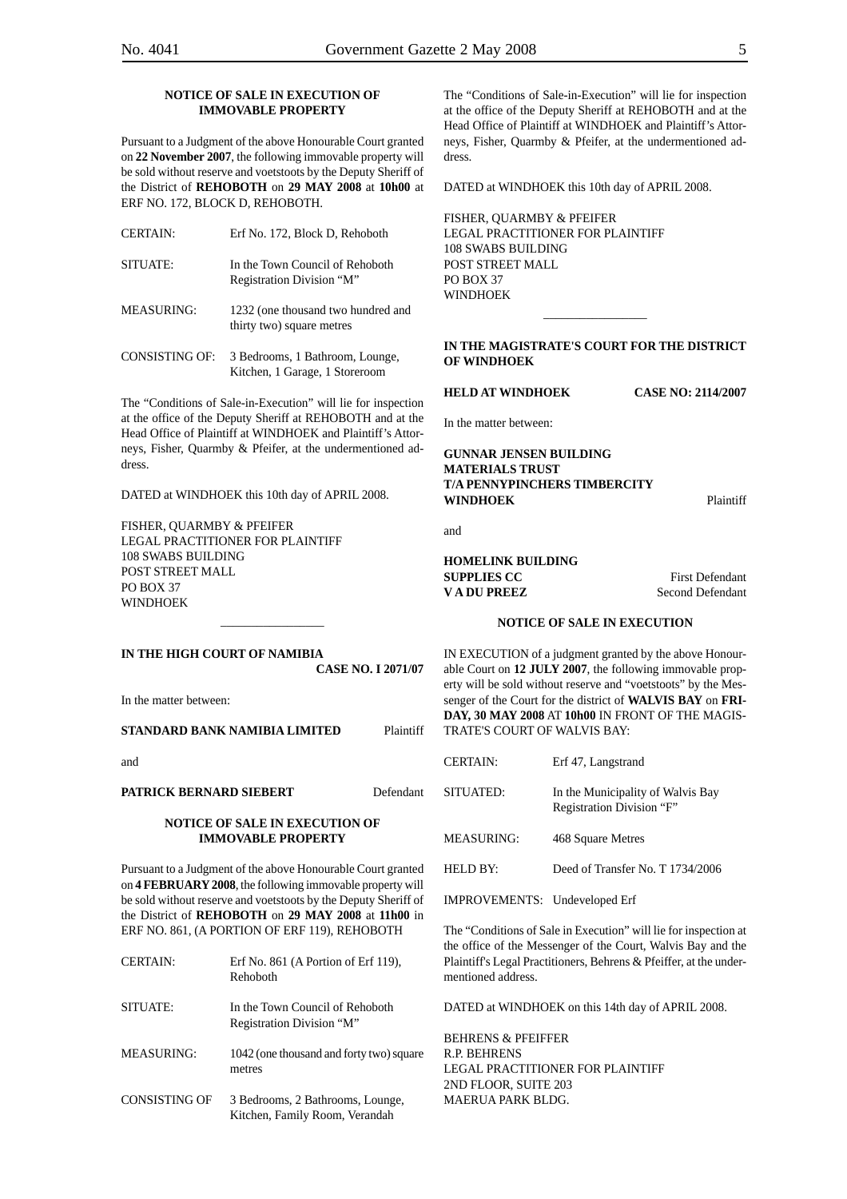**NOTICE OF SALE IN EXECUTION OF IMMOVABLE PROPERTY**

Pursuant to a Judgment of the above Honourable Court granted on **22 November 2007**, the following immovable property will be sold without reserve and voetstoots by the Deputy Sheriff of the District of **REHOBOTH** on **29 MAY 2008** at **10h00** at ERF NO. 172, BLOCK D, REHOBOTH.

| | |
|---|---|
| CERTAIN: | Erf No. 172, Block D, Rehoboth |
| SITUATE: | In the Town Council of Rehoboth Registration Division "M" |
| MEASURING: | 1232 (one thousand two hundred and thirty two) square metres |
| CONSISTING OF: | 3 Bedrooms, 1 Bathroom, Lounge, Kitchen, 1 Garage, 1 Storeroom |

The "Conditions of Sale-in-Execution" will lie for inspection at the office of the Deputy Sheriff at REHOBOTH and at the Head Office of Plaintiff at WINDHOEK and Plaintiff's Attorneys, Fisher, Quarmby & Pfeifer, at the undermentioned address.

DATED at WINDHOEK this 10th day of APRIL 2008.

FISHER, QUARMBY & PFEIFER
LEGAL PRACTITIONER FOR PLAINTIFF
108 SWABS BUILDING
POST STREET MALL
PO BOX 37
WINDHOEK

---

**IN THE HIGH COURT OF NAMIBIA**

**CASE NO. I 2071/07**

In the matter between:

**STANDARD BANK NAMIBIA LIMITED** Plaintiff

and

**PATRICK BERNARD SIEBERT** Defendant

**NOTICE OF SALE IN EXECUTION OF IMMOVABLE PROPERTY**

Pursuant to a Judgment of the above Honourable Court granted on **4 FEBRUARY 2008**, the following immovable property will be sold without reserve and voetstoots by the Deputy Sheriff of the District of **REHOBOTH** on **29 MAY 2008** at **11h00** in ERF NO. 861, (A PORTION OF ERF 119), REHOBOTH

| | |
|---|---|
| CERTAIN: | Erf No. 861 (A Portion of Erf 119), Rehoboth |
| SITUATE: | In the Town Council of Rehoboth Registration Division "M" |
| MEASURING: | 1042 (one thousand and forty two) square metres |
| CONSISTING OF | 3 Bedrooms, 2 Bathrooms, Lounge, Kitchen, Family Room, Verandah |

The "Conditions of Sale-in-Execution" will lie for inspection at the office of the Deputy Sheriff at REHOBOTH and at the Head Office of Plaintiff at WINDHOEK and Plaintiff's Attorneys, Fisher, Quarmby & Pfeifer, at the undermentioned address.

DATED at WINDHOEK this 10th day of APRIL 2008.

FISHER, QUARMBY & PFEIFER
LEGAL PRACTITIONER FOR PLAINTIFF
108 SWABS BUILDING
POST STREET MALL
PO BOX 37
WINDHOEK

---

**IN THE MAGISTRATE'S COURT FOR THE DISTRICT OF WINDHOEK**

**HELD AT WINDHOEK** **CASE NO: 2114/2007**

In the matter between:

**GUNNAR JENSEN BUILDING MATERIALS TRUST T/A PENNYPINCHERS TIMBERCITY WINDHOEK** Plaintiff

and

**HOMELINK BUILDING SUPPLIES CC** First Defendant
**V A DU PREEZ** Second Defendant

**NOTICE OF SALE IN EXECUTION**

IN EXECUTION of a judgment granted by the above Honourable Court on **12 JULY 2007**, the following immovable property will be sold without reserve and "voetstoots" by the Messenger of the Court for the district of **WALVIS BAY** on **FRIDAY, 30 MAY 2008** AT **10h00** IN FRONT OF THE MAGISTRATE'S COURT OF WALVIS BAY:

| | |
|---|---|
| CERTAIN: | Erf 47, Langstrand |
| SITUATED: | In the Municipality of Walvis Bay Registration Division "F" |
| MEASURING: | 468 Square Metres |
| HELD BY: | Deed of Transfer No. T 1734/2006 |
| IMPROVEMENTS: | Undeveloped Erf |

The "Conditions of Sale in Execution" will lie for inspection at the office of the Messenger of the Court, Walvis Bay and the Plaintiff's Legal Practitioners, Behrens & Pfeiffer, at the undermentioned address.

DATED at WINDHOEK on this 14th day of APRIL 2008.

BEHRENS & PFEIFFER
R.P. BEHRENS
LEGAL PRACTITIONER FOR PLAINTIFF
2ND FLOOR, SUITE 203
MAERUA PARK BLDG.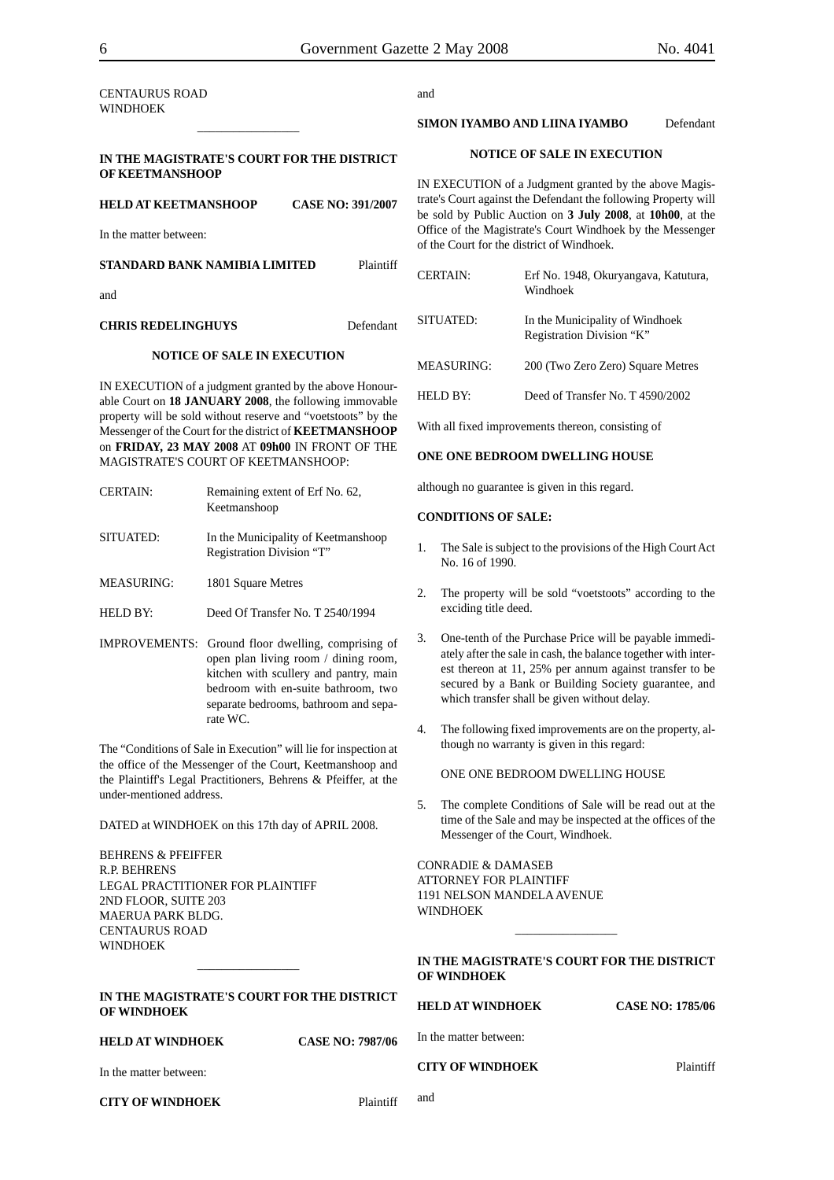CENTAURUS ROAD
WINDHOEK

---

**IN THE MAGISTRATE'S COURT FOR THE DISTRICT OF KEETMANSHOOP**

**HELD AT KEETMANSHOOP** **CASE NO: 391/2007**

In the matter between:

**STANDARD BANK NAMIBIA LIMITED** Plaintiff

and

**CHRIS REDELINGHUYS** Defendant

**NOTICE OF SALE IN EXECUTION**

IN EXECUTION of a judgment granted by the above Honourable Court on **18 JANUARY 2008**, the following immovable property will be sold without reserve and "voetstoots" by the Messenger of the Court for the district of **KEETMANSHOOP** on **FRIDAY, 23 MAY 2008** AT **09h00** IN FRONT OF THE MAGISTRATE'S COURT OF KEETMANSHOOP:

| | |
|---|---|
| CERTAIN: | Remaining extent of Erf No. 62, Keetmanshoop |
| SITUATED: | In the Municipality of Keetmanshoop Registration Division "T" |
| MEASURING: | 1801 Square Metres |
| HELD BY: | Deed Of Transfer No. T 2540/1994 |
| IMPROVEMENTS: | Ground floor dwelling, comprising of open plan living room / dining room, kitchen with scullery and pantry, main bedroom with en-suite bathroom, two separate bedrooms, bathroom and separate WC. |

The "Conditions of Sale in Execution" will lie for inspection at the office of the Messenger of the Court, Keetmanshoop and the Plaintiff's Legal Practitioners, Behrens & Pfeiffer, at the under-mentioned address.

DATED at WINDHOEK on this 17th day of APRIL 2008.

BEHRENS & PFEIFFER
R.P. BEHRENS
LEGAL PRACTITIONER FOR PLAINTIFF
2ND FLOOR, SUITE 203
MAERUA PARK BLDG.
CENTAURUS ROAD
WINDHOEK

---

**IN THE MAGISTRATE'S COURT FOR THE DISTRICT OF WINDHOEK**

**HELD AT WINDHOEK** **CASE NO: 7987/06**

In the matter between:

**CITY OF WINDHOEK** Plaintiff

and

**SIMON IYAMBO AND LIINA IYAMBO** Defendant

**NOTICE OF SALE IN EXECUTION**

IN EXECUTION of a Judgment granted by the above Magistrate's Court against the Defendant the following Property will be sold by Public Auction on **3 July 2008**, at **10h00**, at the Office of the Magistrate's Court Windhoek by the Messenger of the Court for the district of Windhoek.

| | |
|---|---|
| CERTAIN: | Erf No. 1948, Okuryangava, Katutura, Windhoek |
| SITUATED: | In the Municipality of Windhoek Registration Division "K" |
| MEASURING: | 200 (Two Zero Zero) Square Metres |
| HELD BY: | Deed of Transfer No. T 4590/2002 |

With all fixed improvements thereon, consisting of

**ONE ONE BEDROOM DWELLING HOUSE**

although no guarantee is given in this regard.

**CONDITIONS OF SALE:**

1. The Sale is subject to the provisions of the High Court Act No. 16 of 1990.

2. The property will be sold "voetstoots" according to the exciding title deed.

3. One-tenth of the Purchase Price will be payable immediately after the sale in cash, the balance together with interest thereon at 11, 25% per annum against transfer to be secured by a Bank or Building Society guarantee, and which transfer shall be given without delay.

4. The following fixed improvements are on the property, although no warranty is given in this regard:

   ONE ONE BEDROOM DWELLING HOUSE

5. The complete Conditions of Sale will be read out at the time of the Sale and may be inspected at the offices of the Messenger of the Court, Windhoek.

CONRADIE & DAMASEB
ATTORNEY FOR PLAINTIFF
1191 NELSON MANDELA AVENUE
WINDHOEK

---

**IN THE MAGISTRATE'S COURT FOR THE DISTRICT OF WINDHOEK**

**HELD AT WINDHOEK** **CASE NO: 1785/06**

In the matter between:

**CITY OF WINDHOEK** Plaintiff

and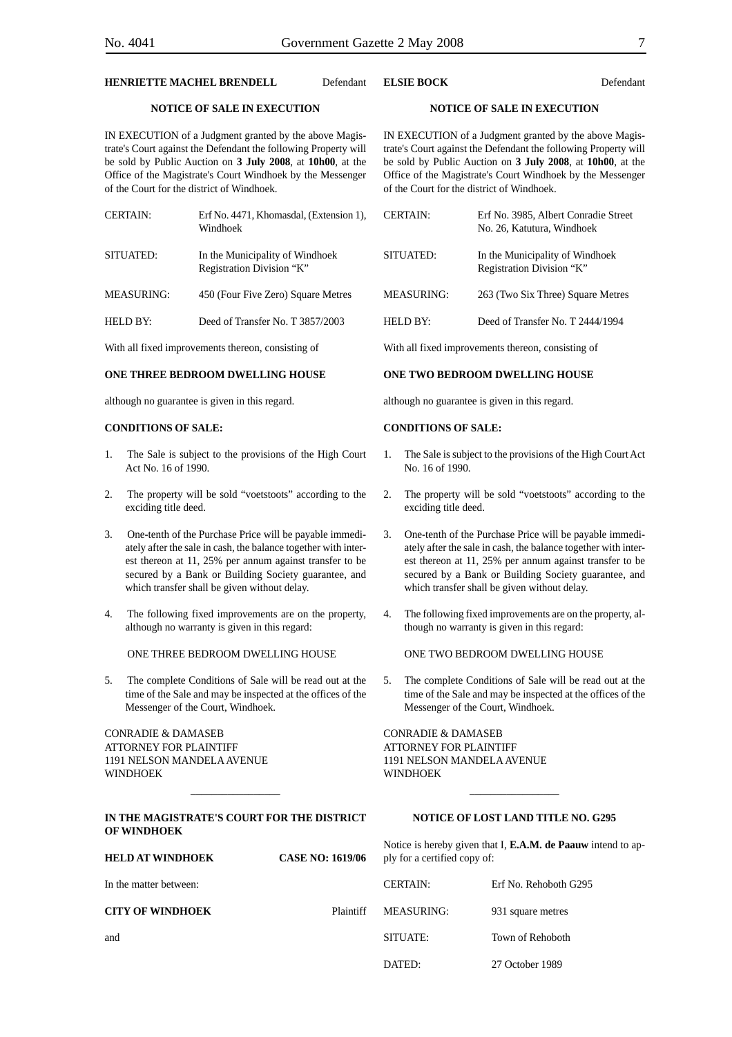**HENRIETTE MACHEL BRENDELL** Defendant

**NOTICE OF SALE IN EXECUTION**

IN EXECUTION of a Judgment granted by the above Magistrate's Court against the Defendant the following Property will be sold by Public Auction on **3 July 2008**, at **10h00**, at the Office of the Magistrate's Court Windhoek by the Messenger of the Court for the district of Windhoek.

| | |
|---|---|
| CERTAIN: | Erf No. 4471, Khomasdal, (Extension 1), Windhoek |
| SITUATED: | In the Municipality of Windhoek Registration Division "K" |
| MEASURING: | 450 (Four Five Zero) Square Metres |
| HELD BY: | Deed of Transfer No. T 3857/2003 |

With all fixed improvements thereon, consisting of

**ONE THREE BEDROOM DWELLING HOUSE**

although no guarantee is given in this regard.

**CONDITIONS OF SALE:**

1. The Sale is subject to the provisions of the High Court Act No. 16 of 1990.
2. The property will be sold "voetstoots" according to the exciding title deed.
3. One-tenth of the Purchase Price will be payable immediately after the sale in cash, the balance together with interest thereon at 11, 25% per annum against transfer to be secured by a Bank or Building Society guarantee, and which transfer shall be given without delay.
4. The following fixed improvements are on the property, although no warranty is given in this regard:

   ONE THREE BEDROOM DWELLING HOUSE

5. The complete Conditions of Sale will be read out at the time of the Sale and may be inspected at the offices of the Messenger of the Court, Windhoek.

CONRADIE & DAMASEB
ATTORNEY FOR PLAINTIFF
1191 NELSON MANDELA AVENUE
WINDHOEK

---

**IN THE MAGISTRATE'S COURT FOR THE DISTRICT OF WINDHOEK**

**HELD AT WINDHOEK** **CASE NO: 1619/06**

In the matter between:

**CITY OF WINDHOEK** Plaintiff

and

**ELSIE BOCK** Defendant

**NOTICE OF SALE IN EXECUTION**

IN EXECUTION of a Judgment granted by the above Magistrate's Court against the Defendant the following Property will be sold by Public Auction on **3 July 2008**, at **10h00**, at the Office of the Magistrate's Court Windhoek by the Messenger of the Court for the district of Windhoek.

| | |
|---|---|
| CERTAIN: | Erf No. 3985, Albert Conradie Street No. 26, Katutura, Windhoek |
| SITUATED: | In the Municipality of Windhoek Registration Division "K" |
| MEASURING: | 263 (Two Six Three) Square Metres |
| HELD BY: | Deed of Transfer No. T 2444/1994 |

With all fixed improvements thereon, consisting of

**ONE TWO BEDROOM DWELLING HOUSE**

although no guarantee is given in this regard.

**CONDITIONS OF SALE:**

1. The Sale is subject to the provisions of the High Court Act No. 16 of 1990.
2. The property will be sold "voetstoots" according to the exciding title deed.
3. One-tenth of the Purchase Price will be payable immediately after the sale in cash, the balance together with interest thereon at 11, 25% per annum against transfer to be secured by a Bank or Building Society guarantee, and which transfer shall be given without delay.
4. The following fixed improvements are on the property, although no warranty is given in this regard:

   ONE TWO BEDROOM DWELLING HOUSE

5. The complete Conditions of Sale will be read out at the time of the Sale and may be inspected at the offices of the Messenger of the Court, Windhoek.

CONRADIE & DAMASEB
ATTORNEY FOR PLAINTIFF
1191 NELSON MANDELA AVENUE
WINDHOEK

---

**NOTICE OF LOST LAND TITLE NO. G295**

Notice is hereby given that I, **E.A.M. de Paauw** intend to apply for a certified copy of:

| | |
|---|---|
| CERTAIN: | Erf No. Rehoboth G295 |
| MEASURING: | 931 square metres |
| SITUATE: | Town of Rehoboth |
| DATED: | 27 October 1989 |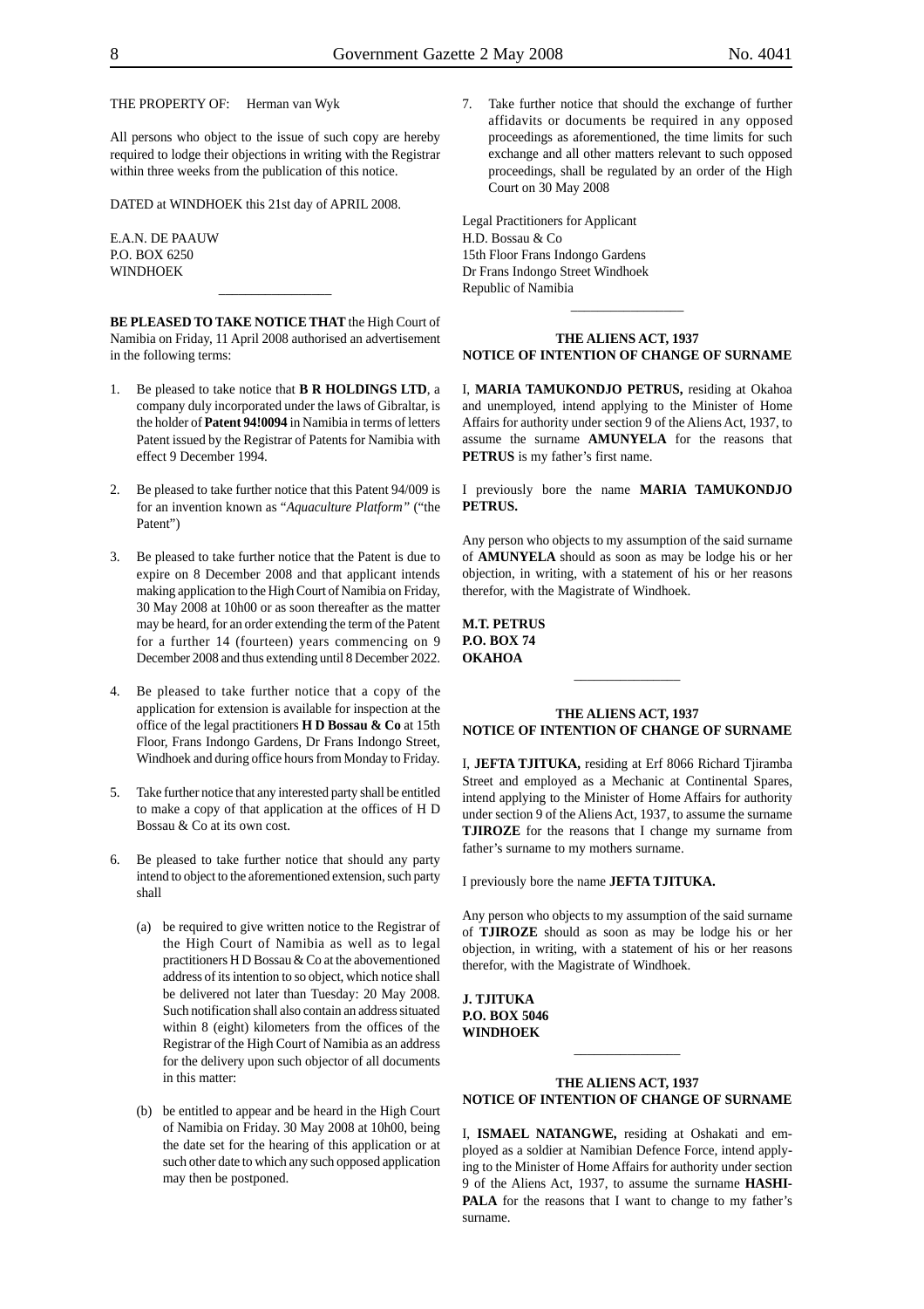THE PROPERTY OF: Herman van Wyk

All persons who object to the issue of such copy are hereby required to lodge their objections in writing with the Registrar within three weeks from the publication of this notice.

DATED at WINDHOEK this 21st day of APRIL 2008.

E.A.N. DE PAAUW
P.O. BOX 6250
WINDHOEK

---

**BE PLEASED TO TAKE NOTICE THAT** the High Court of Namibia on Friday, 11 April 2008 authorised an advertisement in the following terms:

1. Be pleased to take notice that **B R HOLDINGS LTD**, a company duly incorporated under the laws of Gibraltar, is the holder of **Patent 94!0094** in Namibia in terms of letters Patent issued by the Registrar of Patents for Namibia with effect 9 December 1994.

2. Be pleased to take further notice that this Patent 94/009 is for an invention known as "*Aquaculture Platform*" ("the Patent")

3. Be pleased to take further notice that the Patent is due to expire on 8 December 2008 and that applicant intends making application to the High Court of Namibia on Friday, 30 May 2008 at 10h00 or as soon thereafter as the matter may be heard, for an order extending the term of the Patent for a further 14 (fourteen) years commencing on 9 December 2008 and thus extending until 8 December 2022.

4. Be pleased to take further notice that a copy of the application for extension is available for inspection at the office of the legal practitioners **H D Bossau & Co** at 15th Floor, Frans Indongo Gardens, Dr Frans Indongo Street, Windhoek and during office hours from Monday to Friday.

5. Take further notice that any interested party shall be entitled to make a copy of that application at the offices of H D Bossau & Co at its own cost.

6. Be pleased to take further notice that should any party intend to object to the aforementioned extension, such party shall

   (a) be required to give written notice to the Registrar of the High Court of Namibia as well as to legal practitioners H D Bossau & Co at the abovementioned address of its intention to so object, which notice shall be delivered not later than Tuesday: 20 May 2008. Such notification shall also contain an address situated within 8 (eight) kilometers from the offices of the Registrar of the High Court of Namibia as an address for the delivery upon such objector of all documents in this matter:

   (b) be entitled to appear and be heard in the High Court of Namibia on Friday. 30 May 2008 at 10h00, being the date set for the hearing of this application or at such other date to which any such opposed application may then be postponed.

7. Take further notice that should the exchange of further affidavits or documents be required in any opposed proceedings as aforementioned, the time limits for such exchange and all other matters relevant to such opposed proceedings, shall be regulated by an order of the High Court on 30 May 2008

Legal Practitioners for Applicant
H.D. Bossau & Co
15th Floor Frans Indongo Gardens
Dr Frans Indongo Street Windhoek
Republic of Namibia

---

**THE ALIENS ACT, 1937**
**NOTICE OF INTENTION OF CHANGE OF SURNAME**

I, **MARIA TAMUKONDJO PETRUS,** residing at Okahoa and unemployed, intend applying to the Minister of Home Affairs for authority under section 9 of the Aliens Act, 1937, to assume the surname **AMUNYELA** for the reasons that **PETRUS** is my father's first name.

I previously bore the name **MARIA TAMUKONDJO PETRUS.**

Any person who objects to my assumption of the said surname of **AMUNYELA** should as soon as may be lodge his or her objection, in writing, with a statement of his or her reasons therefor, with the Magistrate of Windhoek.

**M.T. PETRUS**
**P.O. BOX 74**
**OKAHOA**

---

**THE ALIENS ACT, 1937**
**NOTICE OF INTENTION OF CHANGE OF SURNAME**

I, **JEFTA TJITUKA,** residing at Erf 8066 Richard Tjiramba Street and employed as a Mechanic at Continental Spares, intend applying to the Minister of Home Affairs for authority under section 9 of the Aliens Act, 1937, to assume the surname **TJIROZE** for the reasons that I change my surname from father's surname to my mothers surname.

I previously bore the name **JEFTA TJITUKA.**

Any person who objects to my assumption of the said surname of **TJIROZE** should as soon as may be lodge his or her objection, in writing, with a statement of his or her reasons therefor, with the Magistrate of Windhoek.

**J. TJITUKA**
**P.O. BOX 5046**
**WINDHOEK**

---

**THE ALIENS ACT, 1937**
**NOTICE OF INTENTION OF CHANGE OF SURNAME**

I, **ISMAEL NATANGWE,** residing at Oshakati and employed as a soldier at Namibian Defence Force, intend applying to the Minister of Home Affairs for authority under section 9 of the Aliens Act, 1937, to assume the surname **HASHIPALA** for the reasons that I want to change to my father's surname.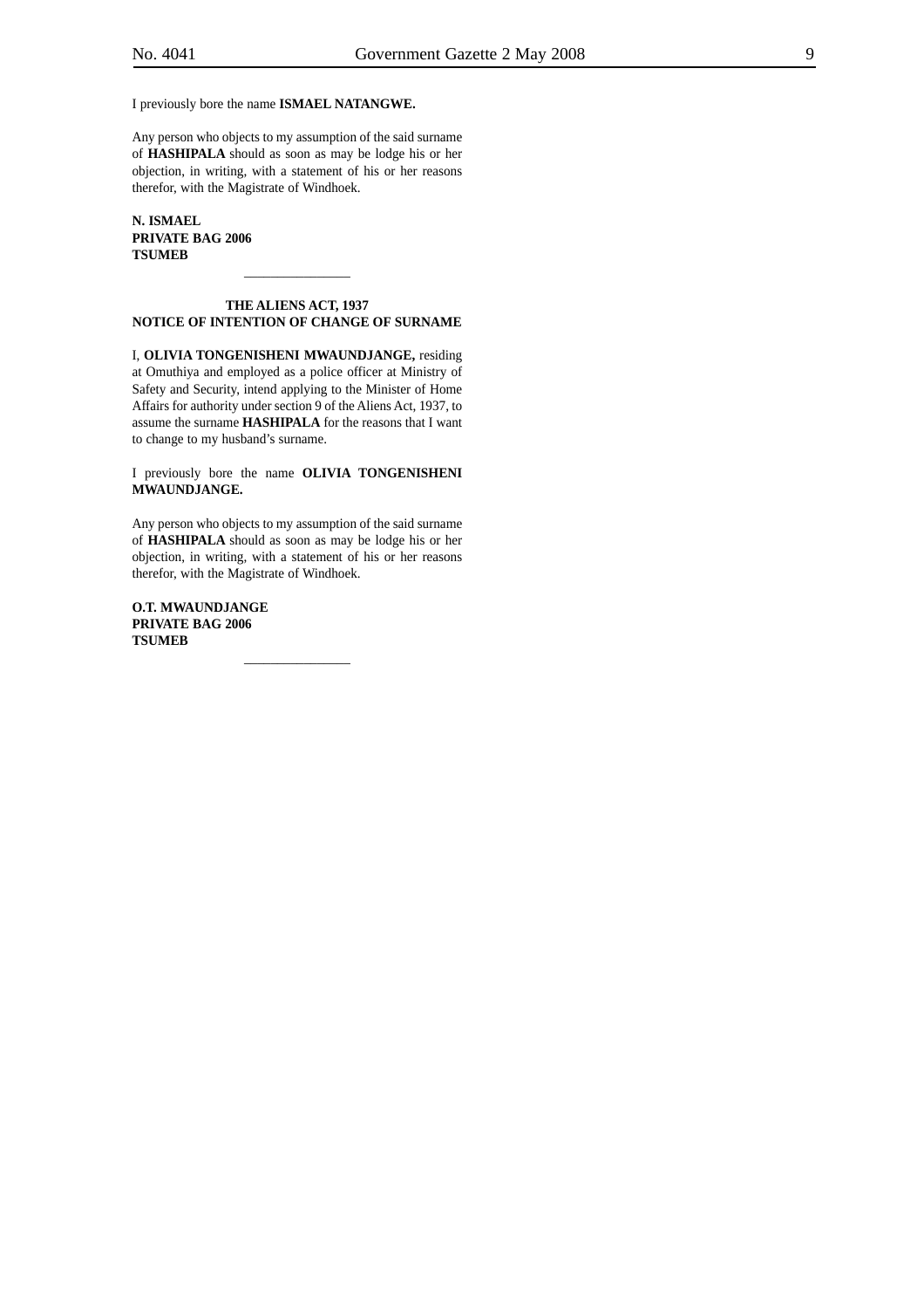I previously bore the name **ISMAEL NATANGWE.**

Any person who objects to my assumption of the said surname of **HASHIPALA** should as soon as may be lodge his or her objection, in writing, with a statement of his or her reasons therefor, with the Magistrate of Windhoek.

**N. ISMAEL**
**PRIVATE BAG 2006**
**TSUMEB**

---

**THE ALIENS ACT, 1937**
**NOTICE OF INTENTION OF CHANGE OF SURNAME**

I, **OLIVIA TONGENISHENI MWAUNDJANGE,** residing at Omuthiya and employed as a police officer at Ministry of Safety and Security, intend applying to the Minister of Home Affairs for authority under section 9 of the Aliens Act, 1937, to assume the surname **HASHIPALA** for the reasons that I want to change to my husband's surname.

I previously bore the name **OLIVIA TONGENISHENI MWAUNDJANGE.**

Any person who objects to my assumption of the said surname of **HASHIPALA** should as soon as may be lodge his or her objection, in writing, with a statement of his or her reasons therefor, with the Magistrate of Windhoek.

**O.T. MWAUNDJANGE**
**PRIVATE BAG 2006**
**TSUMEB**

---